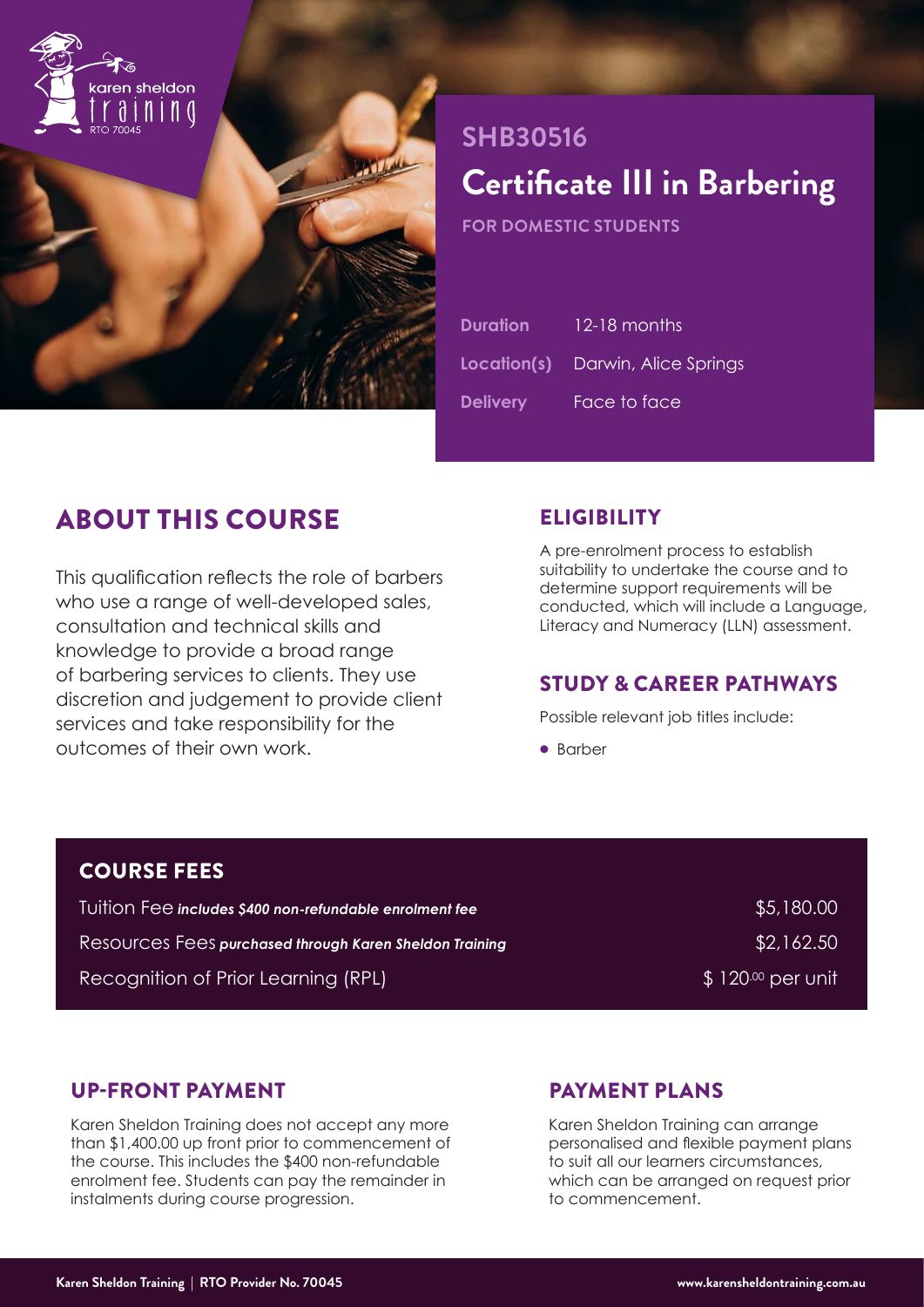karen sheldon training
RTO 70045

## SHB30516

# Certificate III in Barbering

**FOR DOMESTIC STUDENTS**

| | |
|---|---|
| **Duration** | 12-18 months |
| **Location(s)** | Darwin, Alice Springs |
| **Delivery** | Face to face |

## ABOUT THIS COURSE

This qualification reflects the role of barbers who use a range of well-developed sales, consultation and technical skills and knowledge to provide a broad range of barbering services to clients. They use discretion and judgement to provide client services and take responsibility for the outcomes of their own work.

## ELIGIBILITY

A pre-enrolment process to establish suitability to undertake the course and to determine support requirements will be conducted, which will include a Language, Literacy and Numeracy (LLN) assessment.

## STUDY & CAREER PATHWAYS

Possible relevant job titles include:

- Barber

## COURSE FEES

| | |
|---|---|
| Tuition Fee ***includes $400 non-refundable enrolment fee*** | $5,180.00 |
| Resources Fees ***purchased through Karen Sheldon Training*** | $2,162.50 |
| Recognition of Prior Learning (RPL) | $ 120.00 per unit |

## UP-FRONT PAYMENT

Karen Sheldon Training does not accept any more than $1,400.00 up front prior to commencement of the course. This includes the $400 non-refundable enrolment fee. Students can pay the remainder in instalments during course progression.

## PAYMENT PLANS

Karen Sheldon Training can arrange personalised and flexible payment plans to suit all our learners circumstances, which can be arranged on request prior to commencement.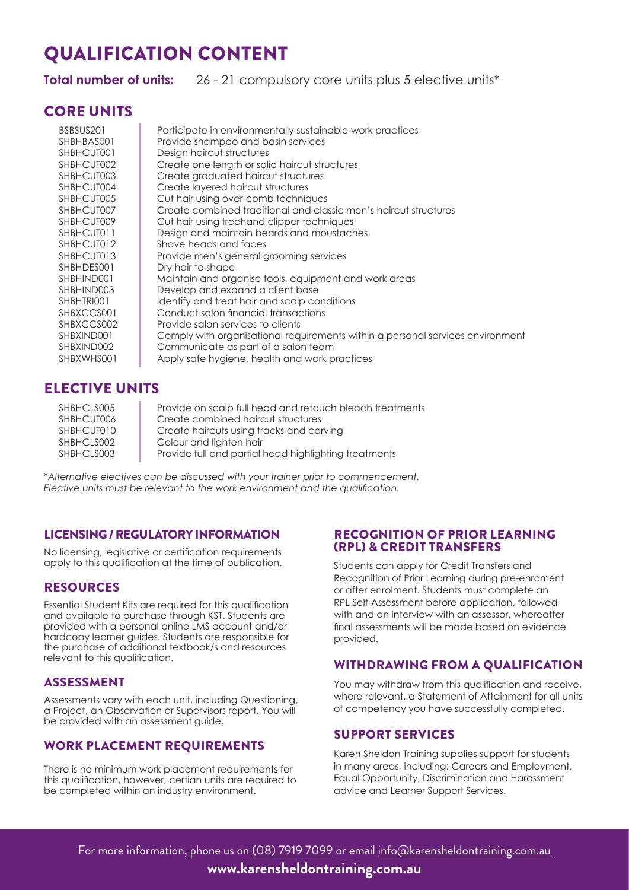# QUALIFICATION CONTENT

**Total number of units:** 26 - 21 compulsory core units plus 5 elective units*

## CORE UNITS

| | |
|---|---|
| BSBSUS201 | Participate in environmentally sustainable work practices |
| SHBHBAS001 | Provide shampoo and basin services |
| SHBHCUT001 | Design haircut structures |
| SHBHCUT002 | Create one length or solid haircut structures |
| SHBHCUT003 | Create graduated haircut structures |
| SHBHCUT004 | Create layered haircut structures |
| SHBHCUT005 | Cut hair using over-comb techniques |
| SHBHCUT007 | Create combined traditional and classic men's haircut structures |
| SHBHCUT009 | Cut hair using freehand clipper techniques |
| SHBHCUT011 | Design and maintain beards and moustaches |
| SHBHCUT012 | Shave heads and faces |
| SHBHCUT013 | Provide men's general grooming services |
| SHBHDES001 | Dry hair to shape |
| SHBHIND001 | Maintain and organise tools, equipment and work areas |
| SHBHIND003 | Develop and expand a client base |
| SHBHTRI001 | Identify and treat hair and scalp conditions |
| SHBXCCS001 | Conduct salon financial transactions |
| SHBXCCS002 | Provide salon services to clients |
| SHBXIND001 | Comply with organisational requirements within a personal services environment |
| SHBXIND002 | Communicate as part of a salon team |
| SHBXWHS001 | Apply safe hygiene, health and work practices |

## ELECTIVE UNITS

| | |
|---|---|
| SHBHCLS005 | Provide on scalp full head and retouch bleach treatments |
| SHBHCUT006 | Create combined haircut structures |
| SHBHCUT010 | Create haircuts using tracks and carving |
| SHBHCLS002 | Colour and lighten hair |
| SHBHCLS003 | Provide full and partial head highlighting treatments |

*\*Alternative electives can be discussed with your trainer prior to commencement. Elective units must be relevant to the work environment and the qualification.*

### LICENSING / REGULATORY INFORMATION

No licensing, legislative or certification requirements apply to this qualification at the time of publication.

### RESOURCES

Essential Student Kits are required for this qualification and available to purchase through KST. Students are provided with a personal online LMS account and/or hardcopy learner guides. Students are responsible for the purchase of additional textbook/s and resources relevant to this qualification.

### ASSESSMENT

Assessments vary with each unit, including Questioning, a Project, an Observation or Supervisors report. You will be provided with an assessment guide.

### WORK PLACEMENT REQUIREMENTS

There is no minimum work placement requirements for this qualification, however, certian units are required to be completed within an industry environment.

### RECOGNITION OF PRIOR LEARNING (RPL) & CREDIT TRANSFERS

Students can apply for Credit Transfers and Recognition of Prior Learning during pre-enroment or after enrolment. Students must complete an RPL Self-Assessment before application, followed with and an interview with an assessor, whereafter final assessments will be made based on evidence provided.

### WITHDRAWING FROM A QUALIFICATION

You may withdraw from this qualification and receive, where relevant, a Statement of Attainment for all units of competency you have successfully completed.

### SUPPORT SERVICES

Karen Sheldon Training supplies support for students in many areas, including: Careers and Employment, Equal Opportunity, Discrimination and Harassment advice and Learner Support Services.

For more information, phone us on (08) 7919 7099 or email info@karensheldontraining.com.au

**www.karensheldontraining.com.au**